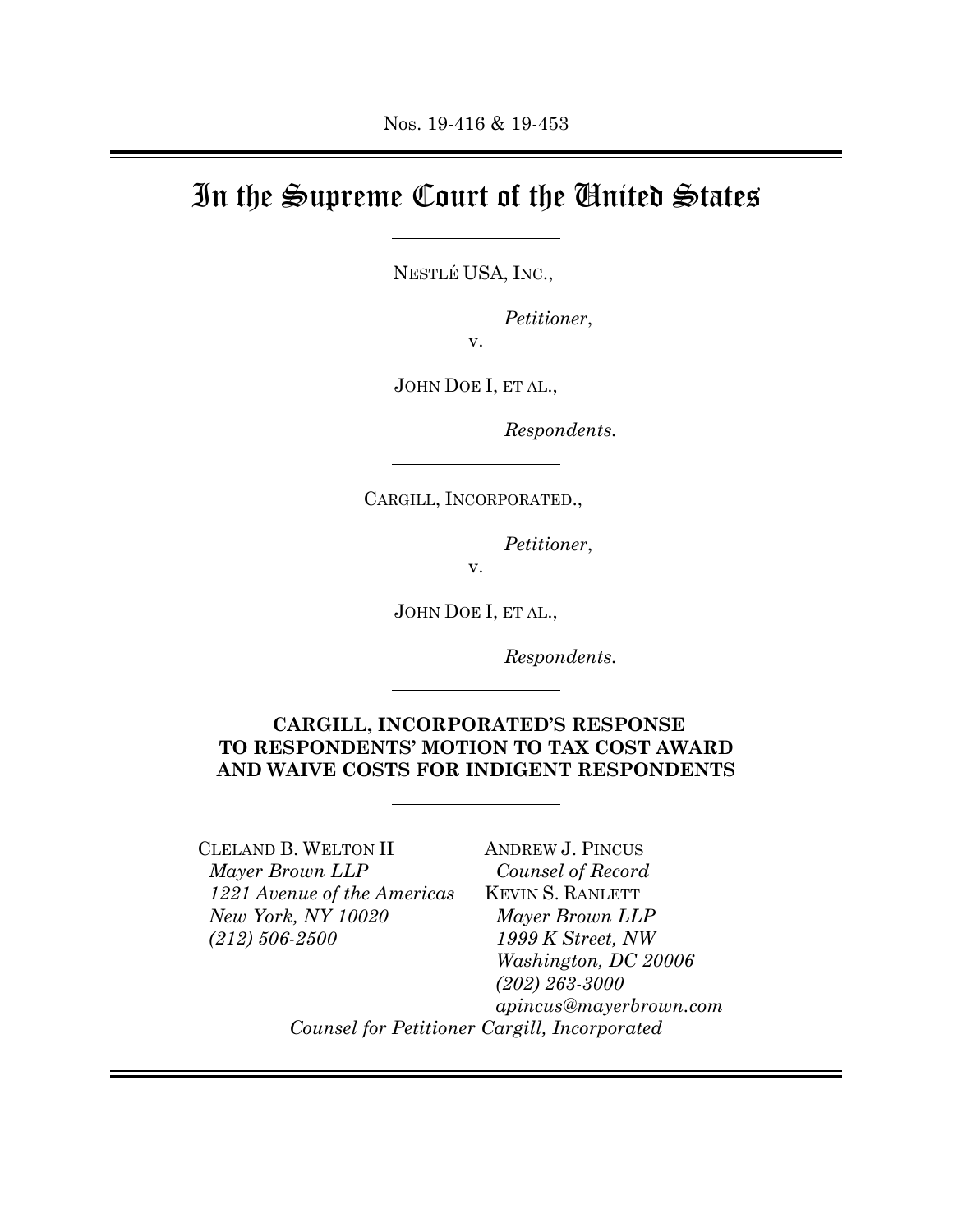Nos. 19-416 & 19-453

# In the Supreme Court of the United States

NESTLÉ USA, INC.,

*Petitioner*,

v.

JOHN DOE I, ET AL.,

*Respondents.*

CARGILL, INCORPORATED.,

*Petitioner*,

v.

JOHN DOE I, ET AL.,

*Respondents.*

## CARGILL, INCORPORATED'S RESPONSE TO RESPONDENTS' MOTION TO TAX COST AWARD AND WAIVE COSTS FOR INDIGENT RESPONDENTS

CLELAND B. WELTON II
*Mayer Brown LLP*
*1221 Avenue of the Americas*
*New York, NY 10020*
*(212) 506-2500*

ANDREW J. PINCUS
*Counsel of Record*
KEVIN S. RANLETT
*Mayer Brown LLP*
*1999 K Street, NW*
*Washington, DC 20006*
*(202) 263-3000*
*apincus@mayerbrown.com*

*Counsel for Petitioner Cargill, Incorporated*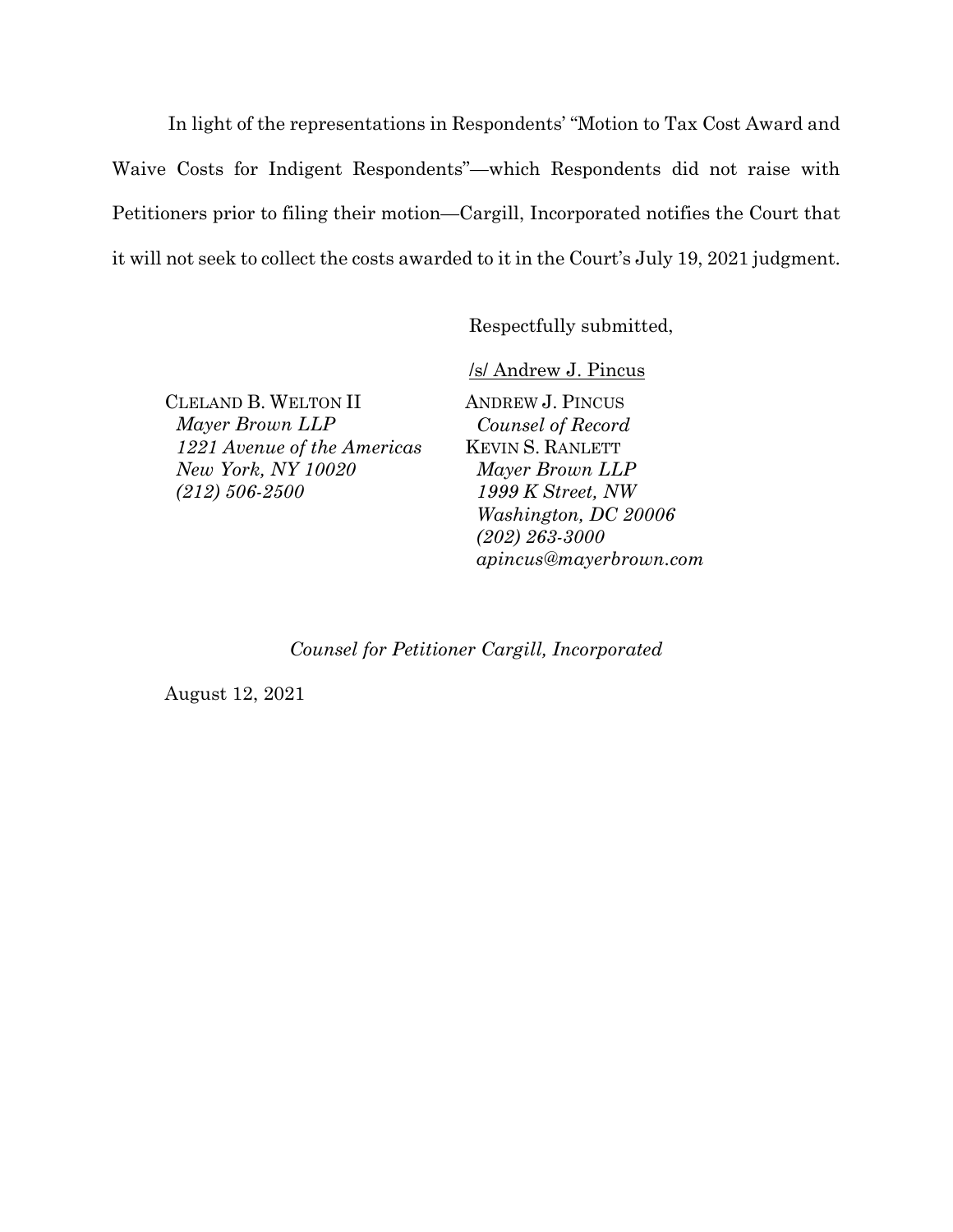In light of the representations in Respondents' "Motion to Tax Cost Award and Waive Costs for Indigent Respondents"—which Respondents did not raise with Petitioners prior to filing their motion—Cargill, Incorporated notifies the Court that it will not seek to collect the costs awarded to it in the Court's July 19, 2021 judgment.

Respectfully submitted,

/s/ Andrew J. Pincus

CLELAND B. WELTON II
*Mayer Brown LLP*
*1221 Avenue of the Americas*
*New York, NY 10020*
*(212) 506-2500*

ANDREW J. PINCUS
*Counsel of Record*
KEVIN S. RANLETT
*Mayer Brown LLP*
*1999 K Street, NW*
*Washington, DC 20006*
*(202) 263-3000*
*apincus@mayerbrown.com*

*Counsel for Petitioner Cargill, Incorporated*

August 12, 2021